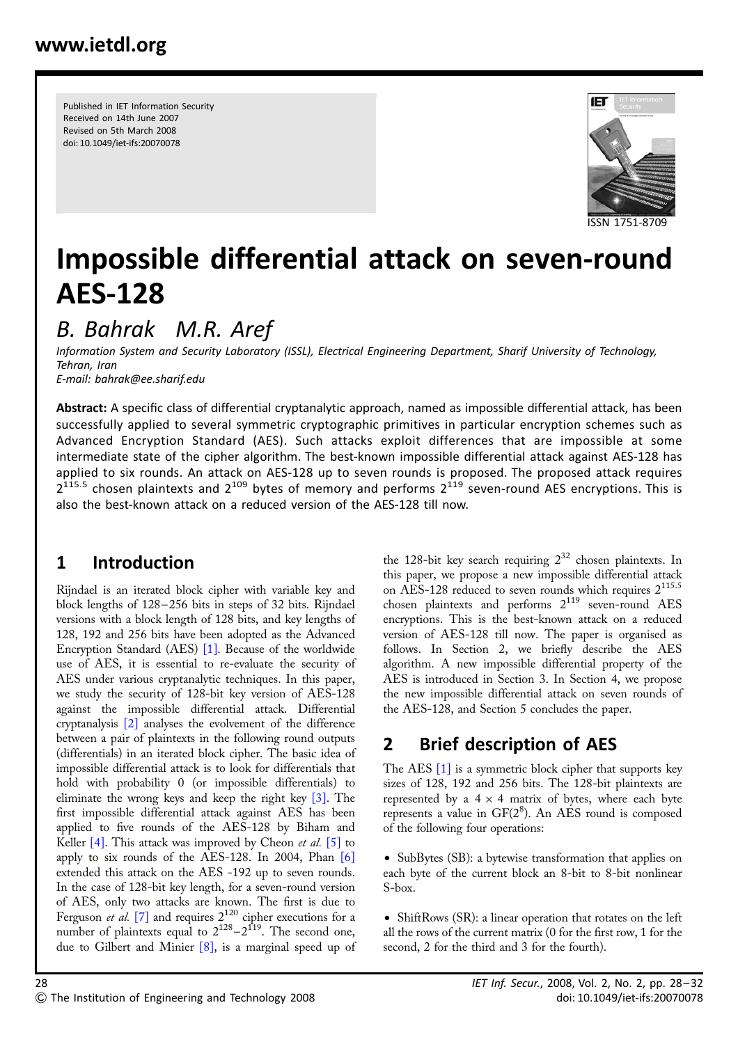Published in IET Information Security
Received on 14th June 2007
Revised on 5th March 2008
doi: 10.1049/iet-ifs:20070078

ISSN 1751-8709

# Impossible differential attack on seven-round AES-128

*B. Bahrak M.R. Aref*

*Information System and Security Laboratory (ISSL), Electrical Engineering Department, Sharif University of Technology, Tehran, Iran*
*E-mail: bahrak@ee.sharif.edu*

**Abstract:** A specific class of differential cryptanalytic approach, named as impossible differential attack, has been successfully applied to several symmetric cryptographic primitives in particular encryption schemes such as Advanced Encryption Standard (AES). Such attacks exploit differences that are impossible at some intermediate state of the cipher algorithm. The best-known impossible differential attack against AES-128 has applied to six rounds. An attack on AES-128 up to seven rounds is proposed. The proposed attack requires $2^{115.5}$ chosen plaintexts and $2^{109}$ bytes of memory and performs $2^{119}$ seven-round AES encryptions. This is also the best-known attack on a reduced version of the AES-128 till now.

## 1 Introduction

Rijndael is an iterated block cipher with variable key and block lengths of 128–256 bits in steps of 32 bits. Rijndael versions with a block length of 128 bits, and key lengths of 128, 192 and 256 bits have been adopted as the Advanced Encryption Standard (AES) [1]. Because of the worldwide use of AES, it is essential to re-evaluate the security of AES under various cryptanalytic techniques. In this paper, we study the security of 128-bit key version of AES-128 against the impossible differential attack. Differential cryptanalysis [2] analyses the evolvement of the difference between a pair of plaintexts in the following round outputs (differentials) in an iterated block cipher. The basic idea of impossible differential attack is to look for differentials that hold with probability 0 (or impossible differentials) to eliminate the wrong keys and keep the right key [3]. The first impossible differential attack against AES has been applied to five rounds of the AES-128 by Biham and Keller [4]. This attack was improved by Cheon *et al.* [5] to apply to six rounds of the AES-128. In 2004, Phan [6] extended this attack on the AES -192 up to seven rounds. In the case of 128-bit key length, for a seven-round version of AES, only two attacks are known. The first is due to Ferguson *et al.* [7] and requires $2^{120}$ cipher executions for a number of plaintexts equal to $2^{128}-2^{119}$. The second one, due to Gilbert and Minier [8], is a marginal speed up of the 128-bit key search requiring $2^{32}$ chosen plaintexts. In this paper, we propose a new impossible differential attack on AES-128 reduced to seven rounds which requires $2^{115.5}$ chosen plaintexts and performs $2^{119}$ seven-round AES encryptions. This is the best-known attack on a reduced version of AES-128 till now. The paper is organised as follows. In Section 2, we briefly describe the AES algorithm. A new impossible differential property of the AES is introduced in Section 3. In Section 4, we propose the new impossible differential attack on seven rounds of the AES-128, and Section 5 concludes the paper.

## 2 Brief description of AES

The AES [1] is a symmetric block cipher that supports key sizes of 128, 192 and 256 bits. The 128-bit plaintexts are represented by a $4 \times 4$ matrix of bytes, where each byte represents a value in $GF(2^8)$. An AES round is composed of the following four operations:

- SubBytes (SB): a bytewise transformation that applies on each byte of the current block an 8-bit to 8-bit nonlinear S-box.

- ShiftRows (SR): a linear operation that rotates on the left all the rows of the current matrix (0 for the first row, 1 for the second, 2 for the third and 3 for the fourth).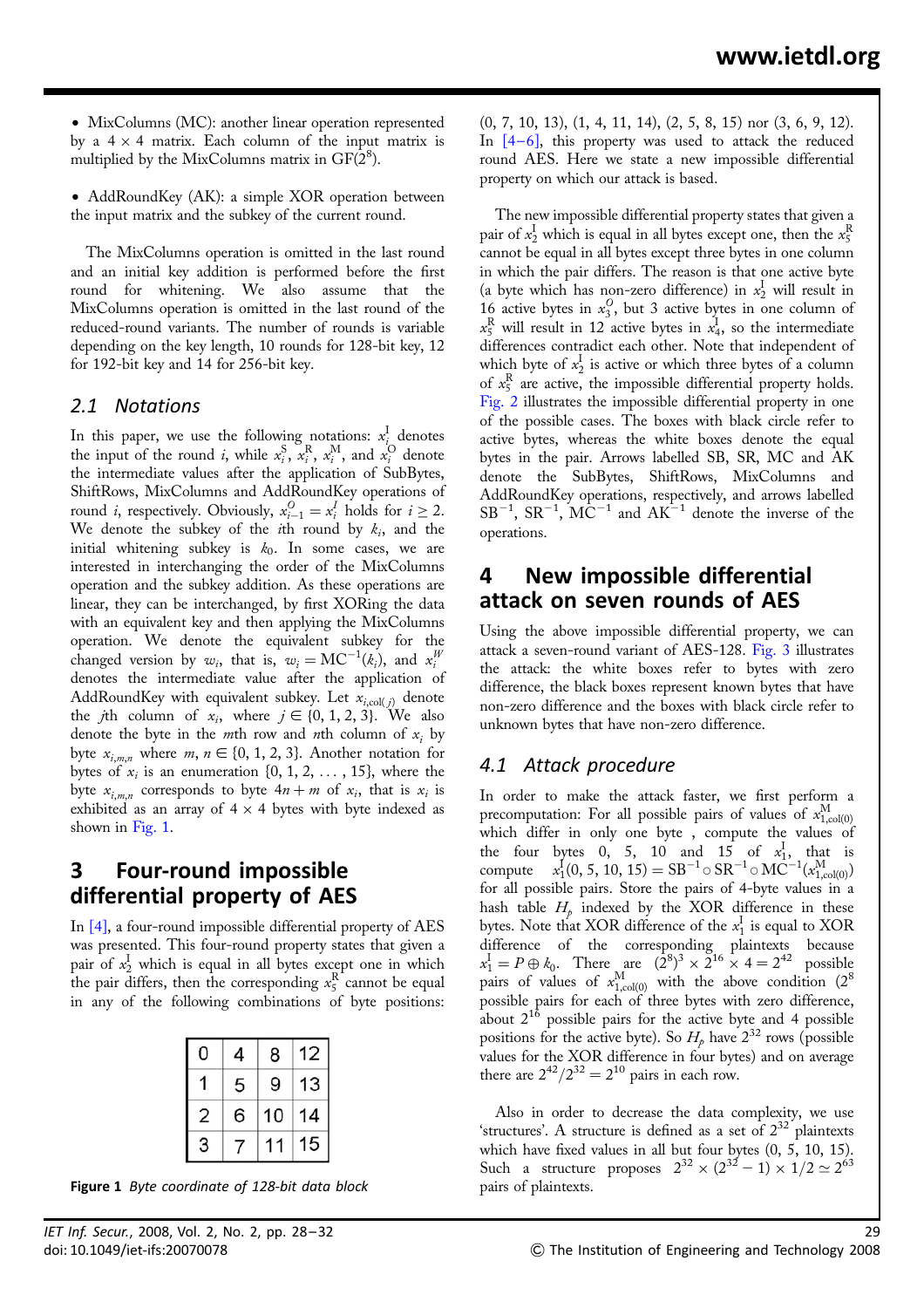- MixColumns (MC): another linear operation represented by a $4 \times 4$ matrix. Each column of the input matrix is multiplied by the MixColumns matrix in $\mathrm{GF}(2^8)$.

- AddRoundKey (AK): a simple XOR operation between the input matrix and the subkey of the current round.

The MixColumns operation is omitted in the last round and an initial key addition is performed before the first round for whitening. We also assume that the MixColumns operation is omitted in the last round of the reduced-round variants. The number of rounds is variable depending on the key length, 10 rounds for 128-bit key, 12 for 192-bit key and 14 for 256-bit key.

## 2.1 Notations

In this paper, we use the following notations: $x_i^{\mathrm{I}}$ denotes the input of the round $i$, while $x_i^{\mathrm{S}}$, $x_i^{\mathrm{R}}$, $x_i^{\mathrm{M}}$, and $x_i^{\mathrm{O}}$ denote the intermediate values after the application of SubBytes, ShiftRows, MixColumns and AddRoundKey operations of round $i$, respectively. Obviously, $x_{i-1}^{O} = x_i^{I}$ holds for $i \geq 2$. We denote the subkey of the $i$th round by $k_i$, and the initial whitening subkey is $k_0$. In some cases, we are interested in interchanging the order of the MixColumns operation and the subkey addition. As these operations are linear, they can be interchanged, by first XORing the data with an equivalent key and then applying the MixColumns operation. We denote the equivalent subkey for the changed version by $w_i$, that is, $w_i = \mathrm{MC}^{-1}(k_i)$, and $x_i^W$ denotes the intermediate value after the application of AddRoundKey with equivalent subkey. Let $x_{i,\mathrm{col}(j)}$ denote the $j$th column of $x_i$, where $j \in \{0, 1, 2, 3\}$. We also denote the byte in the $m$th row and $n$th column of $x_i$ by byte $x_{i,m,n}$ where $m, n \in \{0, 1, 2, 3\}$. Another notation for bytes of $x_i$ is an enumeration $\{0, 1, 2, \ldots, 15\}$, where the byte $x_{i,m,n}$ corresponds to byte $4n + m$ of $x_i$, that is $x_i$ is exhibited as an array of $4 \times 4$ bytes with byte indexed as shown in Fig. 1.

# 3 Four-round impossible differential property of AES

In [4], a four-round impossible differential property of AES was presented. This four-round property states that given a pair of $x_2^{\mathrm{I}}$ which is equal in all bytes except one in which the pair differs, then the corresponding $x_5^{\mathrm{R}}$ cannot be equal in any of the following combinations of byte positions:

| 0 | 4 | 8 | 12 |
|---|---|---|---|
| 1 | 5 | 9 | 13 |
| 2 | 6 | 10 | 14 |
| 3 | 7 | 11 | 15 |

**Figure 1** *Byte coordinate of 128-bit data block*

(0, 7, 10, 13), (1, 4, 11, 14), (2, 5, 8, 15) nor (3, 6, 9, 12). In [4–6], this property was used to attack the reduced round AES. Here we state a new impossible differential property on which our attack is based.

The new impossible differential property states that given a pair of $x_2^{\mathrm{I}}$ which is equal in all bytes except one, then the $x_5^{\mathrm{R}}$ cannot be equal in all bytes except three bytes in one column in which the pair differs. The reason is that one active byte (a byte which has non-zero difference) in $x_2^{\mathrm{I}}$ will result in 16 active bytes in $x_3^{O}$, but 3 active bytes in one column of $x_5^{\mathrm{R}}$ will result in 12 active bytes in $x_4^{\mathrm{I}}$, so the intermediate differences contradict each other. Note that independent of which byte of $x_2^{\mathrm{I}}$ is active or which three bytes of a column of $x_5^{\mathrm{R}}$ are active, the impossible differential property holds. Fig. 2 illustrates the impossible differential property in one of the possible cases. The boxes with black circle refer to active bytes, whereas the white boxes denote the equal bytes in the pair. Arrows labelled SB, SR, MC and AK denote the SubBytes, ShiftRows, MixColumns and AddRoundKey operations, respectively, and arrows labelled $\mathrm{SB}^{-1}$, $\mathrm{SR}^{-1}$, $\mathrm{MC}^{-1}$ and $\mathrm{AK}^{-1}$ denote the inverse of the operations.

# 4 New impossible differential attack on seven rounds of AES

Using the above impossible differential property, we can attack a seven-round variant of AES-128. Fig. 3 illustrates the attack: the white boxes refer to bytes with zero difference, the black boxes represent known bytes that have non-zero difference and the boxes with black circle refer to unknown bytes that have non-zero difference.

## 4.1 Attack procedure

In order to make the attack faster, we first perform a precomputation: For all possible pairs of values of $x_{1,\mathrm{col}(0)}^{\mathrm{M}}$ which differ in only one byte , compute the values of the four bytes 0, 5, 10 and 15 of $x_1^{\mathrm{I}}$, that is compute $x_1^{\mathrm{I}}(0, 5, 10, 15) = \mathrm{SB}^{-1} \circ \mathrm{SR}^{-1} \circ \mathrm{MC}^{-1}(x_{1,\mathrm{col}(0)}^{\mathrm{M}})$ for all possible pairs. Store the pairs of 4-byte values in a hash table $H_p$ indexed by the XOR difference in these bytes. Note that XOR difference of the $x_1^{\mathrm{I}}$ is equal to XOR difference of the corresponding plaintexts because $x_1^{\mathrm{I}} = P \oplus k_0$. There are $(2^8)^3 \times 2^{16} \times 4 = 2^{42}$ possible pairs of values of $x_{1,\mathrm{col}(0)}^{\mathrm{M}}$ with the above condition ($2^8$ possible pairs for each of three bytes with zero difference, about $2^{16}$ possible pairs for the active byte and 4 possible positions for the active byte). So $H_p$ have $2^{32}$ rows (possible values for the XOR difference in four bytes) and on average there are $2^{42}/2^{32} = 2^{10}$ pairs in each row.

Also in order to decrease the data complexity, we use 'structures'. A structure is defined as a set of $2^{32}$ plaintexts which have fixed values in all but four bytes (0, 5, 10, 15). Such a structure proposes $2^{32} \times (2^{32} - 1) \times 1/2 \simeq 2^{63}$ pairs of plaintexts.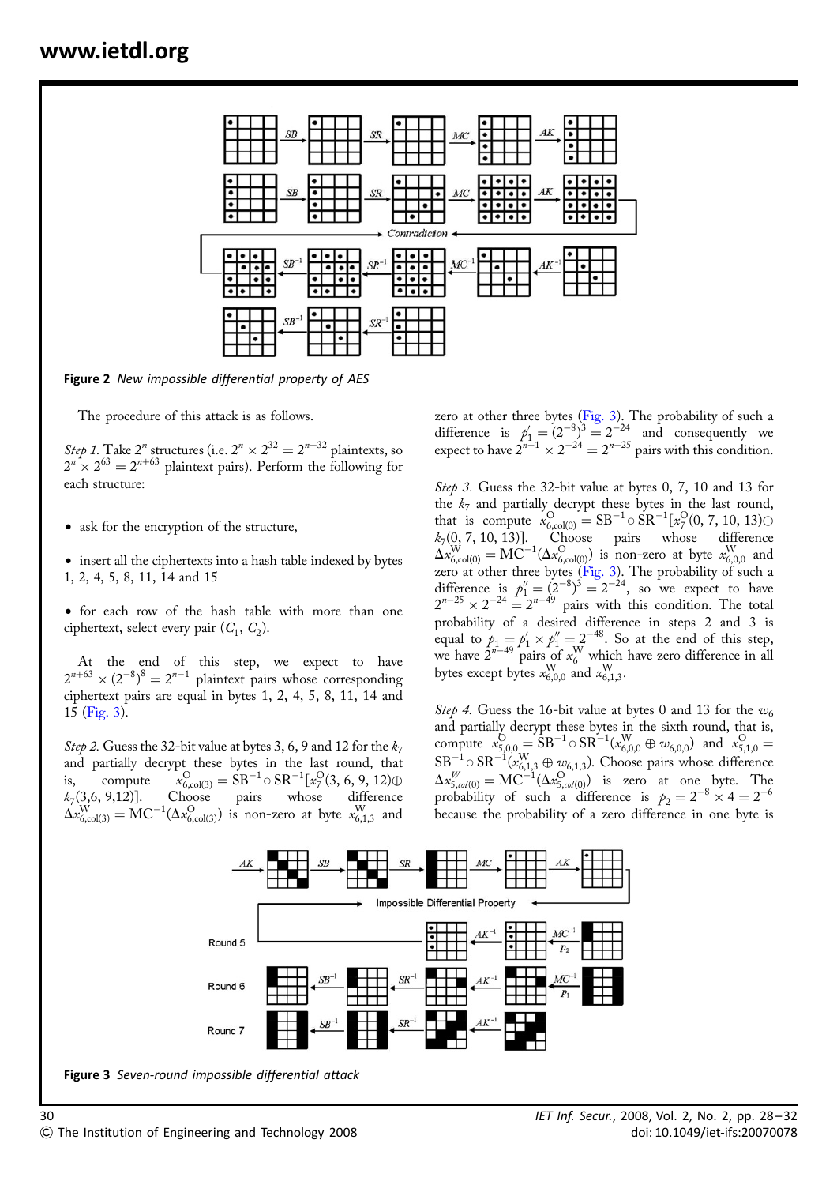Figure 2 *New impossible differential property of AES*

The procedure of this attack is as follows.

*Step 1.* Take $2^n$ structures (i.e. $2^n \times 2^{32} = 2^{n+32}$ plaintexts, so $2^n \times 2^{63} = 2^{n+63}$ plaintext pairs). Perform the following for each structure:

- ask for the encryption of the structure,
- insert all the ciphertexts into a hash table indexed by bytes 1, 2, 4, 5, 8, 11, 14 and 15
- for each row of the hash table with more than one ciphertext, select every pair $(C_1, C_2)$.

At the end of this step, we expect to have $2^{n+63} \times (2^{-8})^8 = 2^{n-1}$ plaintext pairs whose corresponding ciphertext pairs are equal in bytes 1, 2, 4, 5, 8, 11, 14 and 15 (Fig. 3).

*Step 2.* Guess the 32-bit value at bytes 3, 6, 9 and 12 for the $k_7$ and partially decrypt these bytes in the last round, that is, compute $x^{\text{O}}_{6,\text{col}(3)} = \text{SB}^{-1} \circ \text{SR}^{-1}[x^{\text{O}}_7(3, 6, 9, 12) \oplus k_7(3,6, 9,12)]$. Choose pairs whose difference $\Delta x^{\text{W}}_{6,\text{col}(3)} = \text{MC}^{-1}(\Delta x^{\text{O}}_{6,\text{col}(3)})$ is non-zero at byte $x^{\text{W}}_{6,1,3}$ and zero at other three bytes (Fig. 3). The probability of such a difference is $p'_1 = (2^{-8})^3 = 2^{-24}$ and consequently we expect to have $2^{n-1} \times 2^{-24} = 2^{n-25}$ pairs with this condition.

*Step 3.* Guess the 32-bit value at bytes 0, 7, 10 and 13 for the $k_7$ and partially decrypt these bytes in the last round, that is compute $x^{\text{O}}_{6,\text{col}(0)} = \text{SB}^{-1} \circ \text{SR}^{-1}[x^{\text{O}}_7(0, 7, 10, 13) \oplus k_7(0, 7, 10, 13)]$. Choose pairs whose difference $\Delta x^{\text{W}}_{6,\text{col}(0)} = \text{MC}^{-1}(\Delta x^{\text{O}}_{6,\text{col}(0)})$ is non-zero at byte $x^{\text{W}}_{6,0,0}$ and zero at other three bytes (Fig. 3). The probability of such a difference is $p''_1 = (2^{-8})^3 = 2^{-24}$, so we expect to have $2^{n-25} \times 2^{-24} = 2^{n-49}$ pairs with this condition. The total probability of a desired difference in steps 2 and 3 is equal to $p_1 = p'_1 \times p''_1 = 2^{-48}$. So at the end of this step, we have $2^{n-49}$ pairs of $x^{\text{W}}_6$ which have zero difference in all bytes except bytes $x^{\text{W}}_{6,0,0}$ and $x^{\text{W}}_{6,1,3}$.

*Step 4.* Guess the 16-bit value at bytes 0 and 13 for the $w_6$ and partially decrypt these bytes in the sixth round, that is, compute $x^{\text{O}}_{5,0,0} = \text{SB}^{-1} \circ \text{SR}^{-1}(x^{\text{W}}_{6,0,0} \oplus w_{6,0,0})$ and $x^{\text{O}}_{5,1,0} = \text{SB}^{-1} \circ \text{SR}^{-1}(x^{\text{W}}_{6,1,3} \oplus w_{6,1,3})$. Choose pairs whose difference $\Delta x^{W}_{5,col(0)} = \text{MC}^{-1}(\Delta x^{\text{O}}_{5,col(0)})$ is zero at one byte. The probability of such a difference is $p_2 = 2^{-8} \times 4 = 2^{-6}$ because the probability of a zero difference in one byte is

Figure 3 *Seven-round impossible differential attack*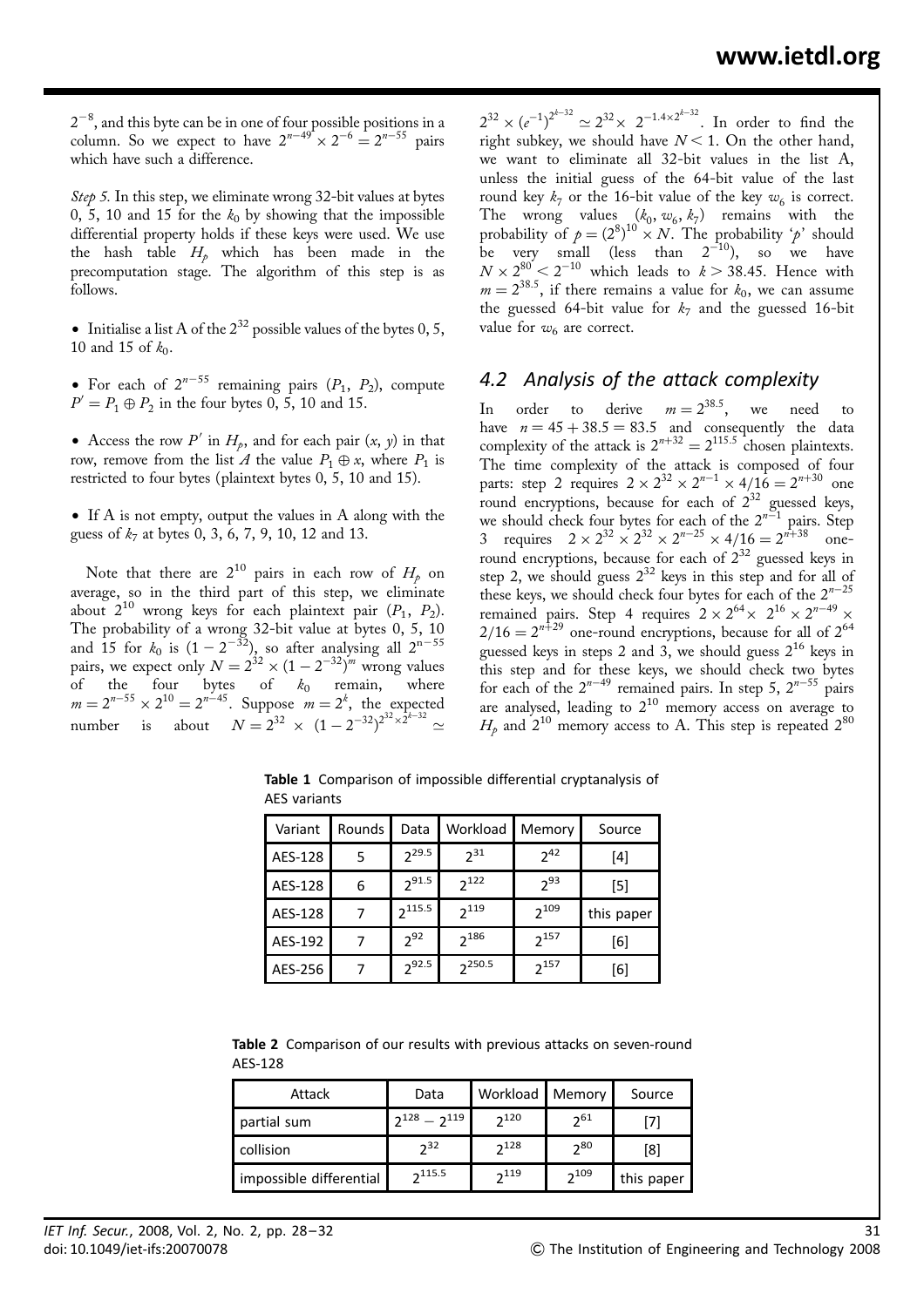$2^{-8}$, and this byte can be in one of four possible positions in a column. So we expect to have $2^{n-49} \times 2^{-6} = 2^{n-55}$ pairs which have such a difference.

*Step 5.* In this step, we eliminate wrong 32-bit values at bytes 0, 5, 10 and 15 for the $k_0$ by showing that the impossible differential property holds if these keys were used. We use the hash table $H_p$ which has been made in the precomputation stage. The algorithm of this step is as follows.

- Initialise a list A of the $2^{32}$ possible values of the bytes 0, 5, 10 and 15 of $k_0$.
- For each of $2^{n-55}$ remaining pairs $(P_1, P_2)$, compute $P' = P_1 \oplus P_2$ in the four bytes 0, 5, 10 and 15.
- Access the row $P'$ in $H_p$, and for each pair $(x, y)$ in that row, remove from the list $A$ the value $P_1 \oplus x$, where $P_1$ is restricted to four bytes (plaintext bytes 0, 5, 10 and 15).
- If A is not empty, output the values in A along with the guess of $k_7$ at bytes 0, 3, 6, 7, 9, 10, 12 and 13.

Note that there are $2^{10}$ pairs in each row of $H_p$ on average, so in the third part of this step, we eliminate about $2^{10}$ wrong keys for each plaintext pair $(P_1, P_2)$. The probability of a wrong 32-bit value at bytes 0, 5, 10 and 15 for $k_0$ is $(1 - 2^{-32})$, so after analysing all $2^{n-55}$ pairs, we expect only $N = 2^{32} \times (1 - 2^{-32})^m$ wrong values of the four bytes of $k_0$ remain, where $m = 2^{n-55} \times 2^{10} = 2^{n-45}$. Suppose $m = 2^k$, the expected number is about $N = 2^{32} \times (1 - 2^{-32})^{2^{32} \times 2^{k-32}} \simeq 2^{32} \times (e^{-1})^{2^{k-32}} \simeq 2^{32} \times 2^{-1.4 \times 2^{k-32}}$. In order to find the right subkey, we should have $N < 1$. On the other hand, we want to eliminate all 32-bit values in the list A, unless the initial guess of the 64-bit value of the last round key $k_7$ or the 16-bit value of the key $w_6$ is correct. The wrong values $(k_0, w_6, k_7)$ remains with the probability of $p = (2^8)^{10} \times N$. The probability '$p$' should be very small (less than $2^{-10}$), so we have $N \times 2^{80} < 2^{-10}$ which leads to $k > 38.45$. Hence with $m = 2^{38.5}$, if there remains a value for $k_0$, we can assume the guessed 64-bit value for $k_7$ and the guessed 16-bit value for $w_6$ are correct.

## 4.2 Analysis of the attack complexity

In order to derive $m = 2^{38.5}$, we need to have $n = 45 + 38.5 = 83.5$ and consequently the data complexity of the attack is $2^{n+32} = 2^{115.5}$ chosen plaintexts. The time complexity of the attack is composed of four parts: step 2 requires $2 \times 2^{32} \times 2^{n-1} \times 4/16 = 2^{n+30}$ one round encryptions, because for each of $2^{32}$ guessed keys, we should check four bytes for each of the $2^{n-1}$ pairs. Step 3 requires $2 \times 2^{32} \times 2^{32} \times 2^{n-25} \times 4/16 = 2^{n+38}$ one-round encryptions, because for each of $2^{32}$ guessed keys in step 2, we should guess $2^{32}$ keys in this step and for all of these keys, we should check four bytes for each of the $2^{n-25}$ remained pairs. Step 4 requires $2 \times 2^{64} \times 2^{16} \times 2^{n-49} \times 2/16 = 2^{n+29}$ one-round encryptions, because for all of $2^{64}$ guessed keys in steps 2 and 3, we should guess $2^{16}$ keys in this step and for these keys, we should check two bytes for each of the $2^{n-49}$ remained pairs. In step 5, $2^{n-55}$ pairs are analysed, leading to $2^{10}$ memory access on average to $H_p$ and $2^{10}$ memory access to A. This step is repeated $2^{80}$

**Table 1** Comparison of impossible differential cryptanalysis of AES variants

| Variant | Rounds | Data | Workload | Memory | Source |
|---|---|---|---|---|---|
| AES-128 | 5 | $2^{29.5}$ | $2^{31}$ | $2^{42}$ | [4] |
| AES-128 | 6 | $2^{91.5}$ | $2^{122}$ | $2^{93}$ | [5] |
| AES-128 | 7 | $2^{115.5}$ | $2^{119}$ | $2^{109}$ | this paper |
| AES-192 | 7 | $2^{92}$ | $2^{186}$ | $2^{157}$ | [6] |
| AES-256 | 7 | $2^{92.5}$ | $2^{250.5}$ | $2^{157}$ | [6] |

**Table 2** Comparison of our results with previous attacks on seven-round AES-128

| Attack | Data | Workload | Memory | Source |
|---|---|---|---|---|
| partial sum | $2^{128} - 2^{119}$ | $2^{120}$ | $2^{61}$ | [7] |
| collision | $2^{32}$ | $2^{128}$ | $2^{80}$ | [8] |
| impossible differential | $2^{115.5}$ | $2^{119}$ | $2^{109}$ | this paper |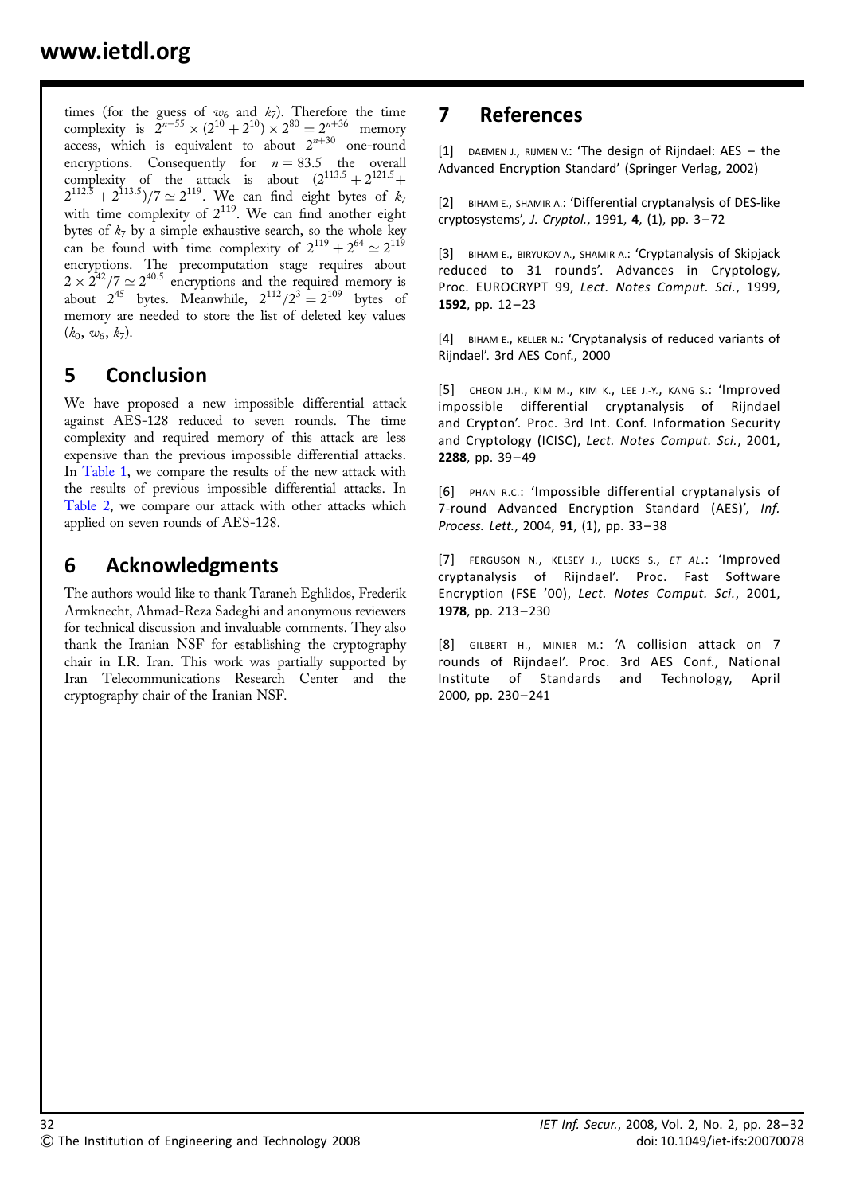times (for the guess of $w_6$ and $k_7$). Therefore the time complexity is $2^{n-55} \times (2^{10} + 2^{10}) \times 2^{80} = 2^{n+36}$ memory access, which is equivalent to about $2^{n+30}$ one-round encryptions. Consequently for $n = 83.5$ the overall complexity of the attack is about $(2^{113.5} + 2^{121.5} + 2^{112.5} + 2^{113.5})/7 \simeq 2^{119}$. We can find eight bytes of $k_7$ with time complexity of $2^{119}$. We can find another eight bytes of $k_7$ by a simple exhaustive search, so the whole key can be found with time complexity of $2^{119} + 2^{64} \simeq 2^{119}$ encryptions. The precomputation stage requires about $2 \times 2^{42}/7 \simeq 2^{40.5}$ encryptions and the required memory is about $2^{45}$ bytes. Meanwhile, $2^{112}/2^3 = 2^{109}$ bytes of memory are needed to store the list of deleted key values $(k_0, w_6, k_7)$.

## 5 Conclusion

We have proposed a new impossible differential attack against AES-128 reduced to seven rounds. The time complexity and required memory of this attack are less expensive than the previous impossible differential attacks. In Table 1, we compare the results of the new attack with the results of previous impossible differential attacks. In Table 2, we compare our attack with other attacks which applied on seven rounds of AES-128.

## 6 Acknowledgments

The authors would like to thank Taraneh Eghlidos, Frederik Armknecht, Ahmad-Reza Sadeghi and anonymous reviewers for technical discussion and invaluable comments. They also thank the Iranian NSF for establishing the cryptography chair in I.R. Iran. This work was partially supported by Iran Telecommunications Research Center and the cryptography chair of the Iranian NSF.

## 7 References

[1] DAEMEN J., RIJMEN V.: 'The design of Rijndael: AES – the Advanced Encryption Standard' (Springer Verlag, 2002)

[2] BIHAM E., SHAMIR A.: 'Differential cryptanalysis of DES-like cryptosystems', *J. Cryptol.*, 1991, **4**, (1), pp. 3–72

[3] BIHAM E., BIRYUKOV A., SHAMIR A.: 'Cryptanalysis of Skipjack reduced to 31 rounds'. Advances in Cryptology, Proc. EUROCRYPT 99, *Lect. Notes Comput. Sci.*, 1999, **1592**, pp. 12–23

[4] BIHAM E., KELLER N.: 'Cryptanalysis of reduced variants of Rijndael'. 3rd AES Conf., 2000

[5] CHEON J.H., KIM M., KIM K., LEE J.-Y., KANG S.: 'Improved impossible differential cryptanalysis of Rijndael and Crypton'. Proc. 3rd Int. Conf. Information Security and Cryptology (ICISC), *Lect. Notes Comput. Sci.*, 2001, **2288**, pp. 39–49

[6] PHAN R.C.: 'Impossible differential cryptanalysis of 7-round Advanced Encryption Standard (AES)', *Inf. Process. Lett.*, 2004, **91**, (1), pp. 33–38

[7] FERGUSON N., KELSEY J., LUCKS S., *ET AL.*: 'Improved cryptanalysis of Rijndael'. Proc. Fast Software Encryption (FSE '00), *Lect. Notes Comput. Sci.*, 2001, **1978**, pp. 213–230

[8] GILBERT H., MINIER M.: 'A collision attack on 7 rounds of Rijndael'. Proc. 3rd AES Conf., National Institute of Standards and Technology, April 2000, pp. 230–241